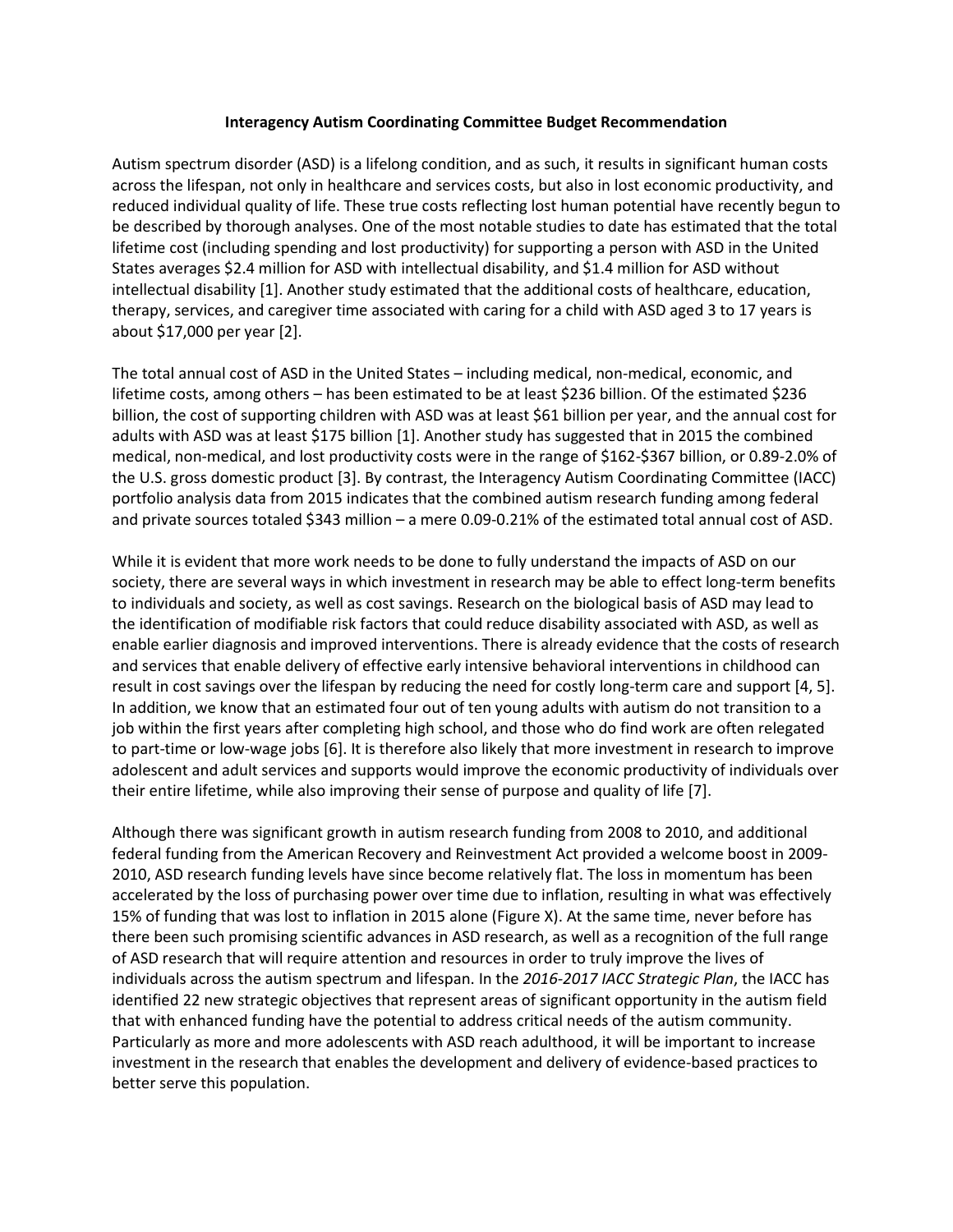**Interagency Autism Coordinating Committee Budget Recommendation**

Autism spectrum disorder (ASD) is a lifelong condition, and as such, it results in significant human costs across the lifespan, not only in healthcare and services costs, but also in lost economic productivity, and reduced individual quality of life. These true costs reflecting lost human potential have recently begun to be described by thorough analyses. One of the most notable studies to date has estimated that the total lifetime cost (including spending and lost productivity) for supporting a person with ASD in the United States averages $2.4 million for ASD with intellectual disability, and $1.4 million for ASD without intellectual disability [1]. Another study estimated that the additional costs of healthcare, education, therapy, services, and caregiver time associated with caring for a child with ASD aged 3 to 17 years is about $17,000 per year [2].

The total annual cost of ASD in the United States – including medical, non-medical, economic, and lifetime costs, among others – has been estimated to be at least $236 billion. Of the estimated $236 billion, the cost of supporting children with ASD was at least $61 billion per year, and the annual cost for adults with ASD was at least $175 billion [1]. Another study has suggested that in 2015 the combined medical, non-medical, and lost productivity costs were in the range of $162-$367 billion, or 0.89-2.0% of the U.S. gross domestic product [3]. By contrast, the Interagency Autism Coordinating Committee (IACC) portfolio analysis data from 2015 indicates that the combined autism research funding among federal and private sources totaled $343 million – a mere 0.09-0.21% of the estimated total annual cost of ASD.

While it is evident that more work needs to be done to fully understand the impacts of ASD on our society, there are several ways in which investment in research may be able to effect long-term benefits to individuals and society, as well as cost savings. Research on the biological basis of ASD may lead to the identification of modifiable risk factors that could reduce disability associated with ASD, as well as enable earlier diagnosis and improved interventions. There is already evidence that the costs of research and services that enable delivery of effective early intensive behavioral interventions in childhood can result in cost savings over the lifespan by reducing the need for costly long-term care and support [4, 5]. In addition, we know that an estimated four out of ten young adults with autism do not transition to a job within the first years after completing high school, and those who do find work are often relegated to part-time or low-wage jobs [6]. It is therefore also likely that more investment in research to improve adolescent and adult services and supports would improve the economic productivity of individuals over their entire lifetime, while also improving their sense of purpose and quality of life [7].

Although there was significant growth in autism research funding from 2008 to 2010, and additional federal funding from the American Recovery and Reinvestment Act provided a welcome boost in 2009-2010, ASD research funding levels have since become relatively flat. The loss in momentum has been accelerated by the loss of purchasing power over time due to inflation, resulting in what was effectively 15% of funding that was lost to inflation in 2015 alone (Figure X). At the same time, never before has there been such promising scientific advances in ASD research, as well as a recognition of the full range of ASD research that will require attention and resources in order to truly improve the lives of individuals across the autism spectrum and lifespan. In the *2016-2017 IACC Strategic Plan*, the IACC has identified 22 new strategic objectives that represent areas of significant opportunity in the autism field that with enhanced funding have the potential to address critical needs of the autism community. Particularly as more and more adolescents with ASD reach adulthood, it will be important to increase investment in the research that enables the development and delivery of evidence-based practices to better serve this population.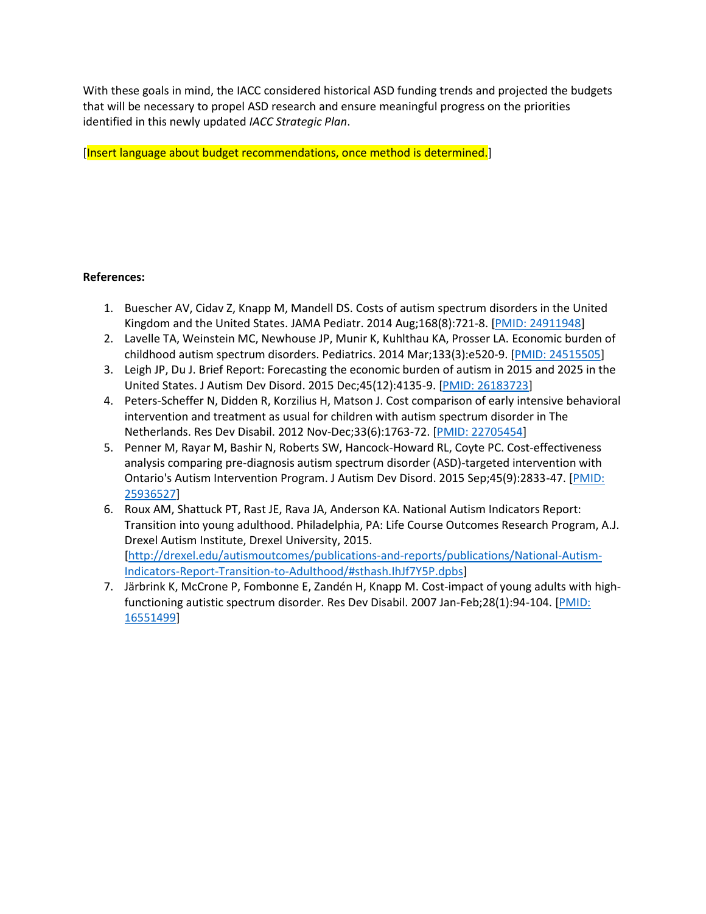With these goals in mind, the IACC considered historical ASD funding trends and projected the budgets that will be necessary to propel ASD research and ensure meaningful progress on the priorities identified in this newly updated *IACC Strategic Plan*.

[Insert language about budget recommendations, once method is determined.]

**References:**

1. Buescher AV, Cidav Z, Knapp M, Mandell DS. Costs of autism spectrum disorders in the United Kingdom and the United States. JAMA Pediatr. 2014 Aug;168(8):721-8. [PMID: 24911948]
2. Lavelle TA, Weinstein MC, Newhouse JP, Munir K, Kuhlthau KA, Prosser LA. Economic burden of childhood autism spectrum disorders. Pediatrics. 2014 Mar;133(3):e520-9. [PMID: 24515505]
3. Leigh JP, Du J. Brief Report: Forecasting the economic burden of autism in 2015 and 2025 in the United States. J Autism Dev Disord. 2015 Dec;45(12):4135-9. [PMID: 26183723]
4. Peters-Scheffer N, Didden R, Korzilius H, Matson J. Cost comparison of early intensive behavioral intervention and treatment as usual for children with autism spectrum disorder in The Netherlands. Res Dev Disabil. 2012 Nov-Dec;33(6):1763-72. [PMID: 22705454]
5. Penner M, Rayar M, Bashir N, Roberts SW, Hancock-Howard RL, Coyte PC. Cost-effectiveness analysis comparing pre-diagnosis autism spectrum disorder (ASD)-targeted intervention with Ontario's Autism Intervention Program. J Autism Dev Disord. 2015 Sep;45(9):2833-47. [PMID: 25936527]
6. Roux AM, Shattuck PT, Rast JE, Rava JA, Anderson KA. National Autism Indicators Report: Transition into young adulthood. Philadelphia, PA: Life Course Outcomes Research Program, A.J. Drexel Autism Institute, Drexel University, 2015. [http://drexel.edu/autismoutcomes/publications-and-reports/publications/National-Autism-Indicators-Report-Transition-to-Adulthood/#sthash.IhJf7Y5P.dpbs]
7. Järbrink K, McCrone P, Fombonne E, Zandén H, Knapp M. Cost-impact of young adults with high-functioning autistic spectrum disorder. Res Dev Disabil. 2007 Jan-Feb;28(1):94-104. [PMID: 16551499]